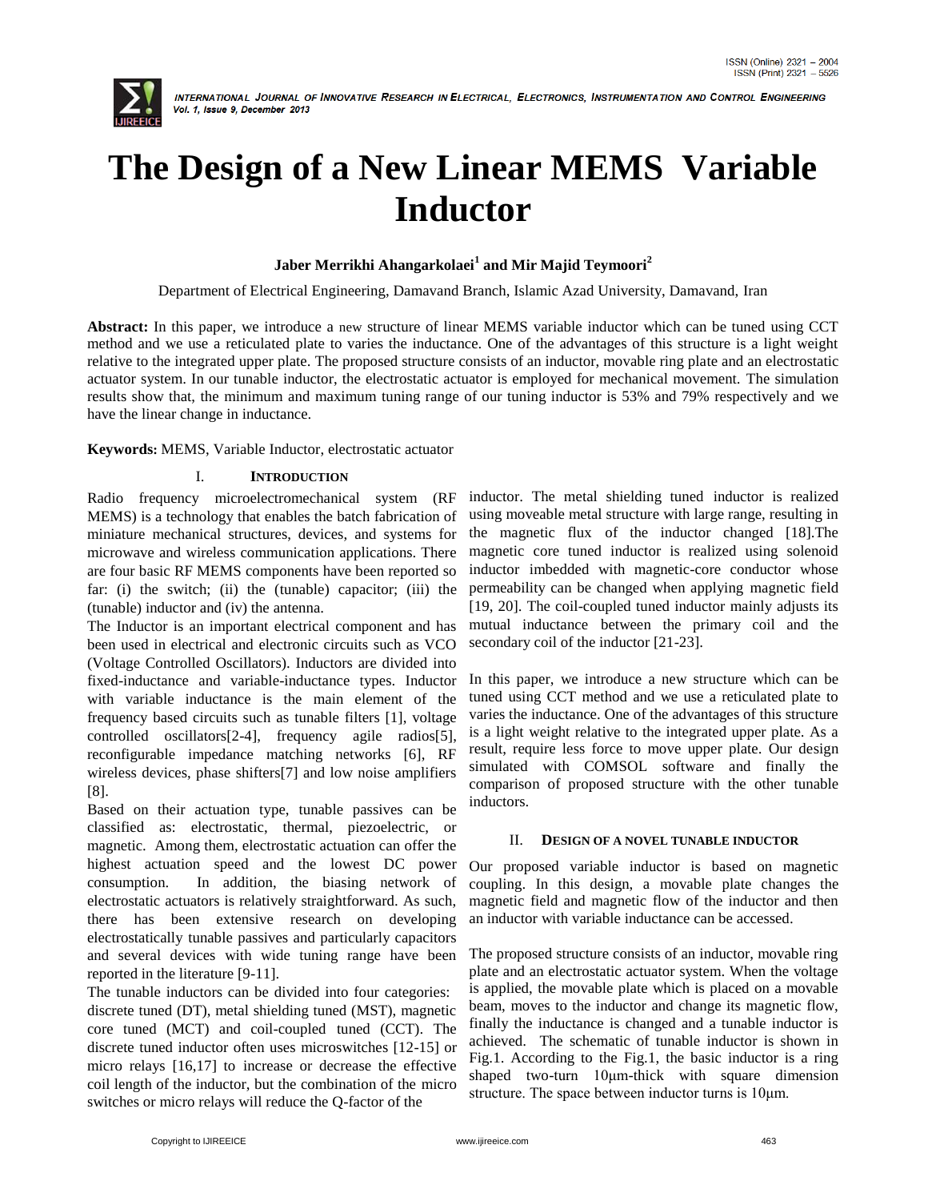# The Design of a New Linear MEMS Variable Inductor

**Jaber Merrikhi Ahangarkolaei[1] and Mir Majid Teymoori[2]**

Department of Electrical Engineering, Damavand Branch, Islamic Azad University, Damavand, Iran

**Abstract:** In this paper, we introduce a new structure of linear MEMS variable inductor which can be tuned using CCT method and we use a reticulated plate to varies the inductance. One of the advantages of this structure is a light weight relative to the integrated upper plate. The proposed structure consists of an inductor, movable ring plate and an electrostatic actuator system. In our tunable inductor, the electrostatic actuator is employed for mechanical movement. The simulation results show that, the minimum and maximum tuning range of our tuning inductor is 53% and 79% respectively and we have the linear change in inductance.

**Keywords:** MEMS, Variable Inductor, electrostatic actuator

## I. Introduction

Radio frequency microelectromechanical system (RF MEMS) is a technology that enables the batch fabrication of miniature mechanical structures, devices, and systems for microwave and wireless communication applications. There are four basic RF MEMS components have been reported so far: (i) the switch; (ii) the (tunable) capacitor; (iii) the (tunable) inductor and (iv) the antenna.

The Inductor is an important electrical component and has been used in electrical and electronic circuits such as VCO (Voltage Controlled Oscillators). Inductors are divided into fixed-inductance and variable-inductance types. Inductor with variable inductance is the main element of the frequency based circuits such as tunable filters [1], voltage controlled oscillators[2-4], frequency agile radios[5], reconfigurable impedance matching networks [6], RF wireless devices, phase shifters[7] and low noise amplifiers [8].

Based on their actuation type, tunable passives can be classified as: electrostatic, thermal, piezoelectric, or magnetic. Among them, electrostatic actuation can offer the highest actuation speed and the lowest DC power consumption. In addition, the biasing network of electrostatic actuators is relatively straightforward. As such, there has been extensive research on developing electrostatically tunable passives and particularly capacitors and several devices with wide tuning range have been reported in the literature [9-11].

The tunable inductors can be divided into four categories: discrete tuned (DT), metal shielding tuned (MST), magnetic core tuned (MCT) and coil-coupled tuned (CCT). The discrete tuned inductor often uses microswitches [12-15] or micro relays [16,17] to increase or decrease the effective coil length of the inductor, but the combination of the micro switches or micro relays will reduce the Q-factor of the inductor. The metal shielding tuned inductor is realized using moveable metal structure with large range, resulting in the magnetic flux of the inductor changed [18].The magnetic core tuned inductor is realized using solenoid inductor imbedded with magnetic-core conductor whose permeability can be changed when applying magnetic field [19, 20]. The coil-coupled tuned inductor mainly adjusts its mutual inductance between the primary coil and the secondary coil of the inductor [21-23].

In this paper, we introduce a new structure which can be tuned using CCT method and we use a reticulated plate to varies the inductance. One of the advantages of this structure is a light weight relative to the integrated upper plate. As a result, require less force to move upper plate. Our design simulated with COMSOL software and finally the comparison of proposed structure with the other tunable inductors.

## II. Design of a Novel Tunable Inductor

Our proposed variable inductor is based on magnetic coupling. In this design, a movable plate changes the magnetic field and magnetic flow of the inductor and then an inductor with variable inductance can be accessed.

The proposed structure consists of an inductor, movable ring plate and an electrostatic actuator system. When the voltage is applied, the movable plate which is placed on a movable beam, moves to the inductor and change its magnetic flow, finally the inductance is changed and a tunable inductor is achieved. The schematic of tunable inductor is shown in Fig.1. According to the Fig.1, the basic inductor is a ring shaped two-turn 10μm-thick with square dimension structure. The space between inductor turns is 10μm.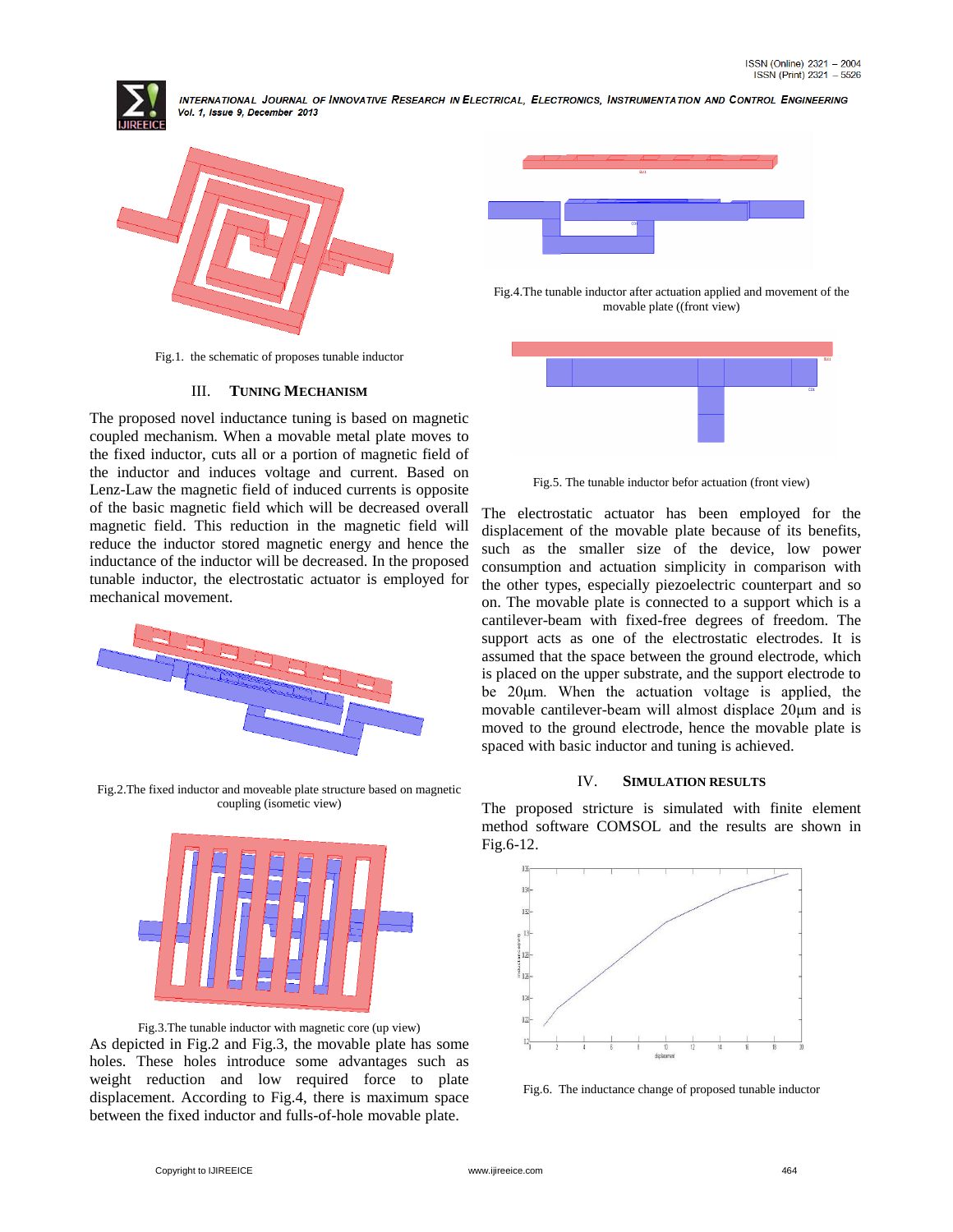Fig.1. the schematic of proposes tunable inductor

## III. TUNING MECHANISM

The proposed novel inductance tuning is based on magnetic coupled mechanism. When a movable metal plate moves to the fixed inductor, cuts all or a portion of magnetic field of the inductor and induces voltage and current. Based on Lenz-Law the magnetic field of induced currents is opposite of the basic magnetic field which will be decreased overall magnetic field. This reduction in the magnetic field will reduce the inductor stored magnetic energy and hence the inductance of the inductor will be decreased. In the proposed tunable inductor, the electrostatic actuator is employed for mechanical movement.

Fig.2.The fixed inductor and moveable plate structure based on magnetic coupling (isometic view)

Fig.3.The tunable inductor with magnetic core (up view)

As depicted in Fig.2 and Fig.3, the movable plate has some holes. These holes introduce some advantages such as weight reduction and low required force to plate displacement. According to Fig.4, there is maximum space between the fixed inductor and fulls-of-hole movable plate.

Fig.4.The tunable inductor after actuation applied and movement of the movable plate ((front view)

Fig.5. The tunable inductor befor actuation (front view)

The electrostatic actuator has been employed for the displacement of the movable plate because of its benefits, such as the smaller size of the device, low power consumption and actuation simplicity in comparison with the other types, especially piezoelectric counterpart and so on. The movable plate is connected to a support which is a cantilever-beam with fixed-free degrees of freedom. The support acts as one of the electrostatic electrodes. It is assumed that the space between the ground electrode, which is placed on the upper substrate, and the support electrode to be 20μm. When the actuation voltage is applied, the movable cantilever-beam will almost displace 20μm and is moved to the ground electrode, hence the movable plate is spaced with basic inductor and tuning is achieved.

## IV. SIMULATION RESULTS

The proposed stricture is simulated with finite element method software COMSOL and the results are shown in Fig.6-12.

Fig.6. The inductance change of proposed tunable inductor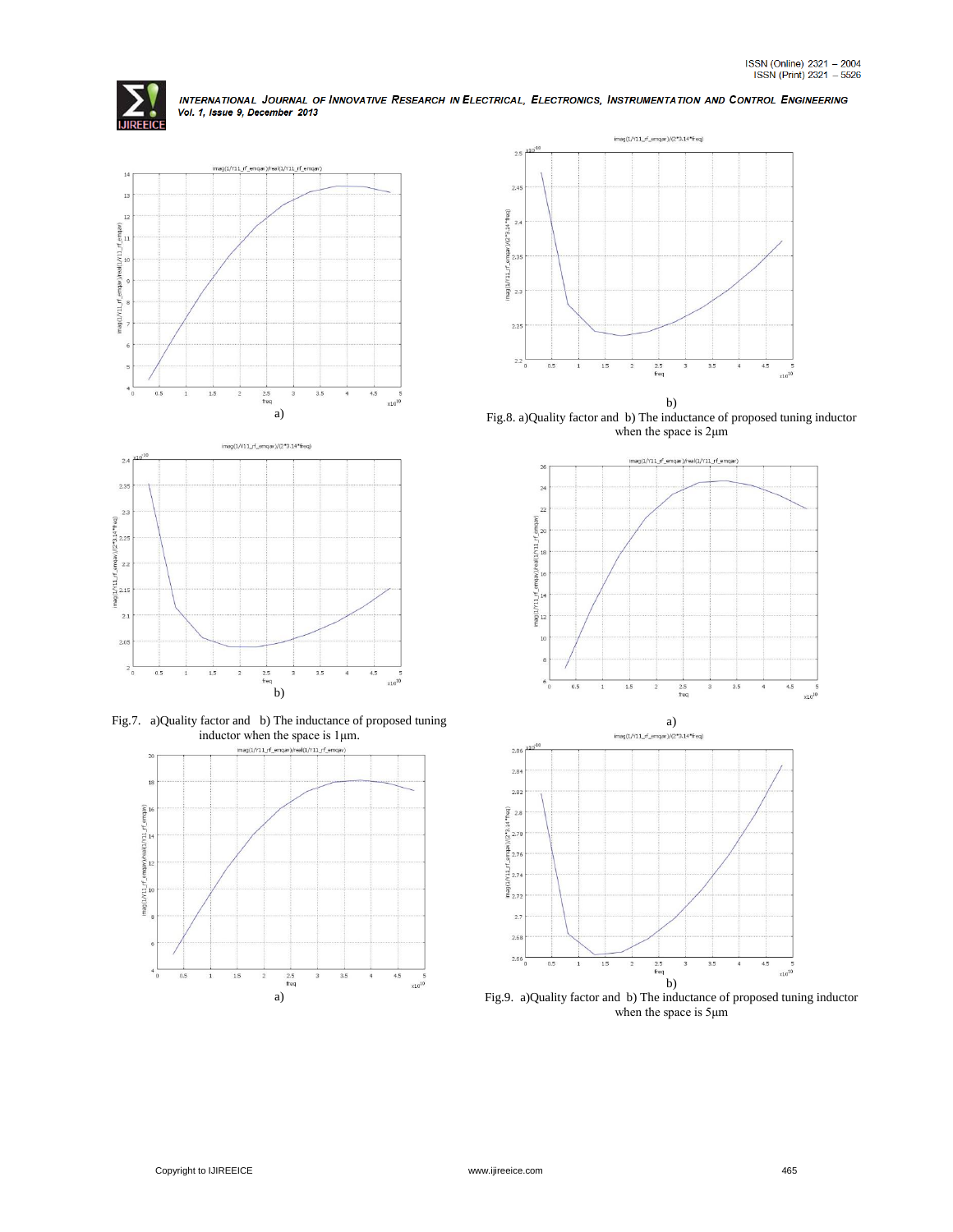a)

b)

Fig.7. a)Quality factor and b) The inductance of proposed tuning inductor when the space is 1μm.

a)

b)

Fig.8. a)Quality factor and b) The inductance of proposed tuning inductor when the space is 2μm

a)

b)

Fig.9. a)Quality factor and b) The inductance of proposed tuning inductor when the space is 5μm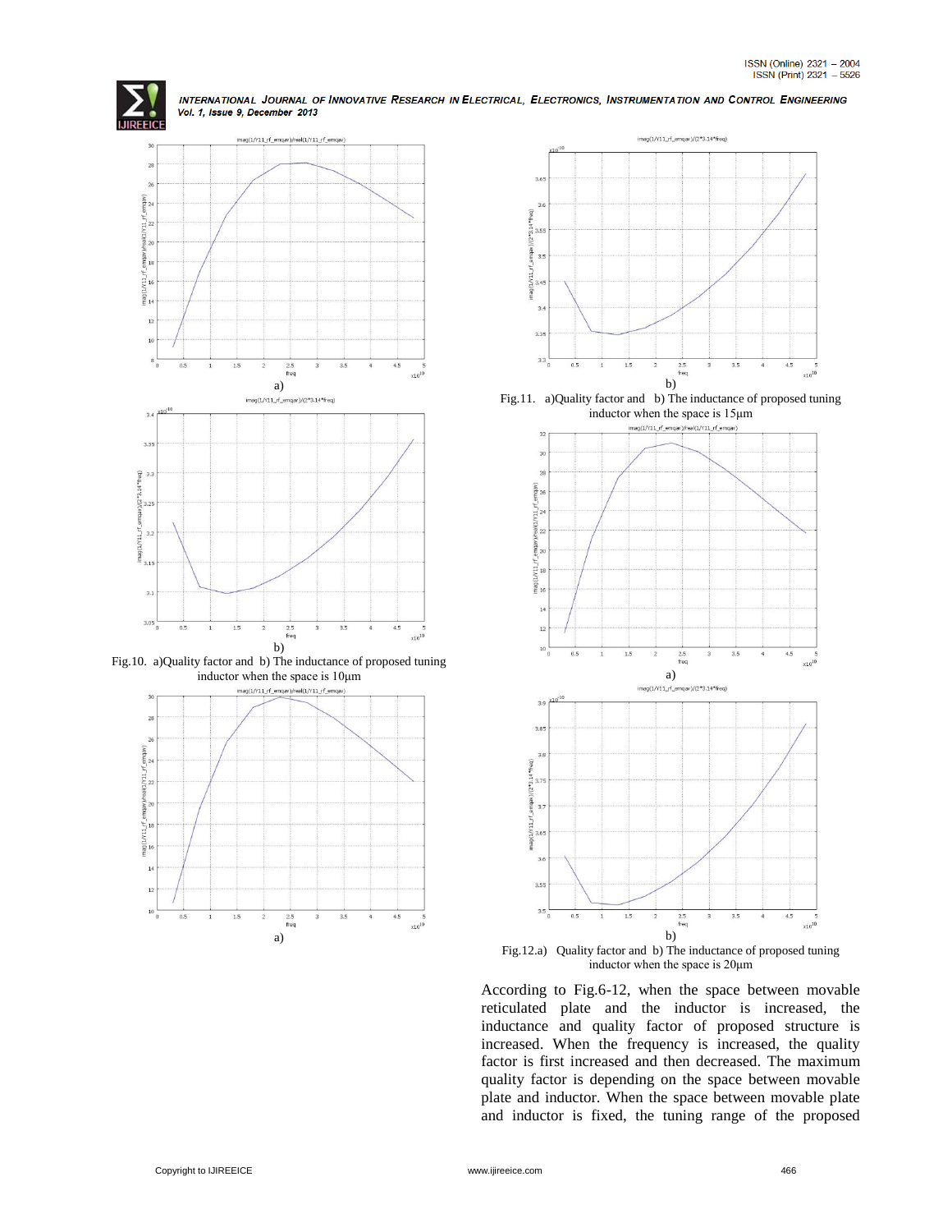a)

b)

Fig.10. a)Quality factor and b) The inductance of proposed tuning inductor when the space is 10µm

a)

b)

Fig.11. a)Quality factor and b) The inductance of proposed tuning inductor when the space is 15µm

a)

b)

Fig.12.a) Quality factor and b) The inductance of proposed tuning inductor when the space is 20µm

According to Fig.6-12, when the space between movable reticulated plate and the inductor is increased, the inductance and quality factor of proposed structure is increased. When the frequency is increased, the quality factor is first increased and then decreased. The maximum quality factor is depending on the space between movable plate and inductor. When the space between movable plate and inductor is fixed, the tuning range of the proposed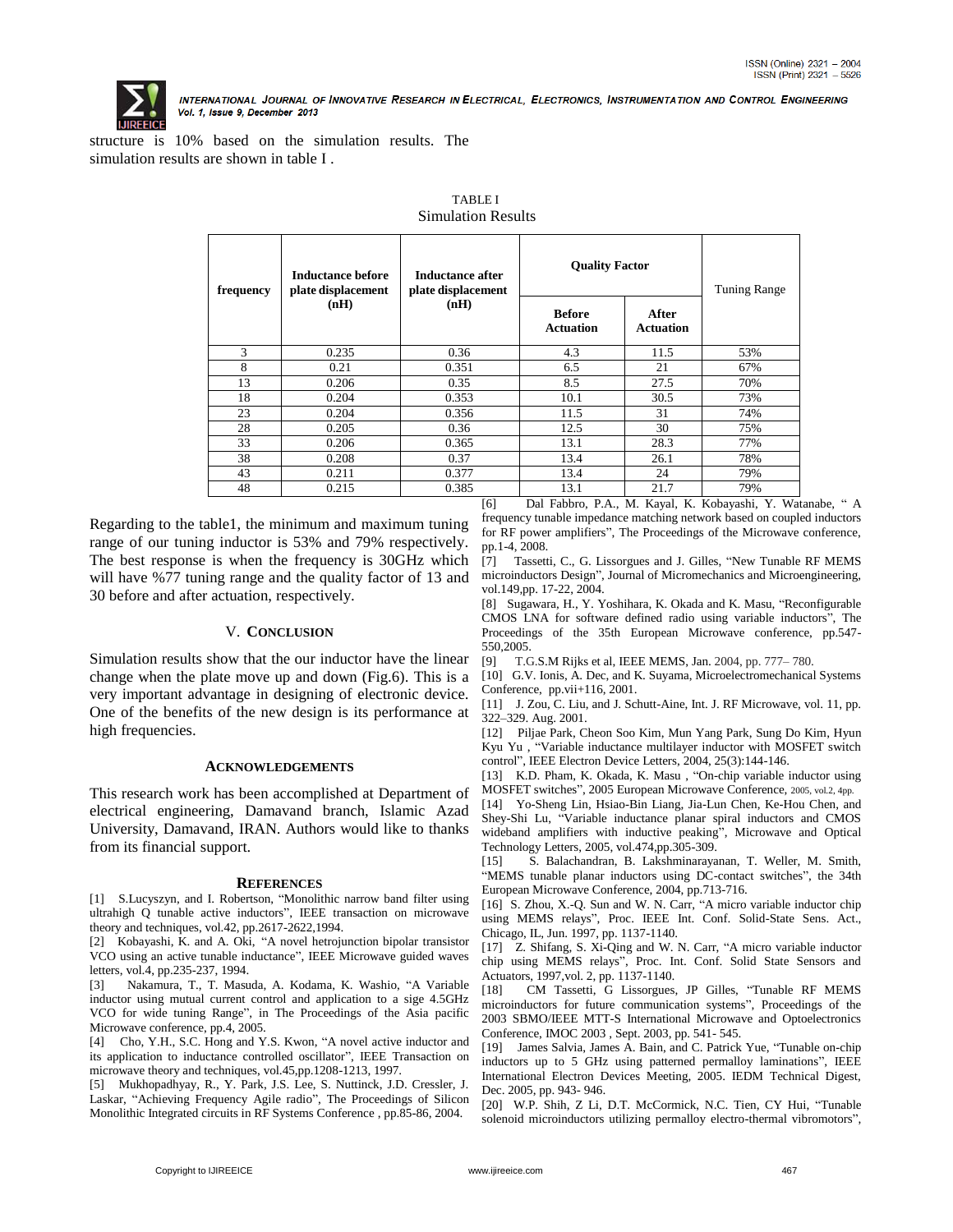structure is 10% based on the simulation results. The simulation results are shown in table I .

TABLE I
Simulation Results

| frequency | Inductance before plate displacement (nH) | Inductance after plate displacement (nH) | Quality Factor | | Tuning Range |
|---|---|---|---|---|---|
| | | | Before Actuation | After Actuation | |
| 3 | 0.235 | 0.36 | 4.3 | 11.5 | 53% |
| 8 | 0.21 | 0.351 | 6.5 | 21 | 67% |
| 13 | 0.206 | 0.35 | 8.5 | 27.5 | 70% |
| 18 | 0.204 | 0.353 | 10.1 | 30.5 | 73% |
| 23 | 0.204 | 0.356 | 11.5 | 31 | 74% |
| 28 | 0.205 | 0.36 | 12.5 | 30 | 75% |
| 33 | 0.206 | 0.365 | 13.1 | 28.3 | 77% |
| 38 | 0.208 | 0.37 | 13.4 | 26.1 | 78% |
| 43 | 0.211 | 0.377 | 13.4 | 24 | 79% |
| 48 | 0.215 | 0.385 | 13.1 | 21.7 | 79% |

Regarding to the table1, the minimum and maximum tuning range of our tuning inductor is 53% and 79% respectively. The best response is when the frequency is 30GHz which will have %77 tuning range and the quality factor of 13 and 30 before and after actuation, respectively.

## V. CONCLUSION

Simulation results show that the our inductor have the linear change when the plate move up and down (Fig.6). This is a very important advantage in designing of electronic device. One of the benefits of the new design is its performance at high frequencies.

## ACKNOWLEDGEMENTS

This research work has been accomplished at Department of electrical engineering, Damavand branch, Islamic Azad University, Damavand, IRAN. Authors would like to thanks from its financial support.

## REFERENCES

[1] S.Lucyszyn, and I. Robertson, "Monolithic narrow band filter using ultrahigh Q tunable active inductors", IEEE transaction on microwave theory and techniques, vol.42, pp.2617-2622,1994.

[2] Kobayashi, K. and A. Oki, "A novel hetrojunction bipolar transistor VCO using an active tunable inductance", IEEE Microwave guided waves letters, vol.4, pp.235-237, 1994.

[3] Nakamura, T., T. Masuda, A. Kodama, K. Washio, "A Variable inductor using mutual current control and application to a sige 4.5GHz VCO for wide tuning Range", in The Proceedings of the Asia pacific Microwave conference, pp.4, 2005.

[4] Cho, Y.H., S.C. Hong and Y.S. Kwon, "A novel active inductor and its application to inductance controlled oscillator", IEEE Transaction on microwave theory and techniques, vol.45,pp.1208-1213, 1997.

[5] Mukhopadhyay, R., Y. Park, J.S. Lee, S. Nuttinck, J.D. Cressler, J. Laskar, "Achieving Frequency Agile radio", The Proceedings of Silicon Monolithic Integrated circuits in RF Systems Conference , pp.85-86, 2004.

[6] Dal Fabbro, P.A., M. Kayal, K. Kobayashi, Y. Watanabe, " A frequency tunable impedance matching network based on coupled inductors for RF power amplifiers", The Proceedings of the Microwave conference, pp.1-4, 2008.

[7] Tassetti, C., G. Lissorgues and J. Gilles, "New Tunable RF MEMS microinductors Design", Journal of Micromechanics and Microengineering, vol.149,pp. 17-22, 2004.

[8] Sugawara, H., Y. Yoshihara, K. Okada and K. Masu, "Reconfigurable CMOS LNA for software defined radio using variable inductors", The Proceedings of the 35th European Microwave conference, pp.547-550,2005.

[9] T.G.S.M Rijks et al, IEEE MEMS, Jan. 2004, pp. 777– 780.

[10] G.V. Ionis, A. Dec, and K. Suyama, Microelectromechanical Systems Conference, pp.vii+116, 2001.

[11] J. Zou, C. Liu, and J. Schutt-Aine, Int. J. RF Microwave, vol. 11, pp. 322–329. Aug. 2001.

[12] Piljae Park, Cheon Soo Kim, Mun Yang Park, Sung Do Kim, Hyun Kyu Yu , "Variable inductance multilayer inductor with MOSFET switch control", IEEE Electron Device Letters, 2004, 25(3):144-146.

[13] K.D. Pham, K. Okada, K. Masu , "On-chip variable inductor using MOSFET switches", 2005 European Microwave Conference, 2005, vol.2, 4pp.

[14] Yo-Sheng Lin, Hsiao-Bin Liang, Jia-Lun Chen, Ke-Hou Chen, and Shey-Shi Lu, "Variable inductance planar spiral inductors and CMOS wideband amplifiers with inductive peaking", Microwave and Optical Technology Letters, 2005, vol.474,pp.305-309.

[15] S. Balachandran, B. Lakshminarayanan, T. Weller, M. Smith, "MEMS tunable planar inductors using DC-contact switches", the 34th European Microwave Conference, 2004, pp.713-716.

[16] S. Zhou, X.-Q. Sun and W. N. Carr, "A micro variable inductor chip using MEMS relays", Proc. IEEE Int. Conf. Solid-State Sens. Act., Chicago, IL, Jun. 1997, pp. 1137-1140.

[17] Z. Shifang, S. Xi-Qing and W. N. Carr, "A micro variable inductor chip using MEMS relays", Proc. Int. Conf. Solid State Sensors and Actuators, 1997,vol. 2, pp. 1137-1140.

[18] CM Tassetti, G Lissorgues, JP Gilles, "Tunable RF MEMS microinductors for future communication systems", Proceedings of the 2003 SBMO/IEEE MTT-S International Microwave and Optoelectronics Conference, IMOC 2003 , Sept. 2003, pp. 541- 545.

[19] James Salvia, James A. Bain, and C. Patrick Yue, "Tunable on-chip inductors up to 5 GHz using patterned permalloy laminations", IEEE International Electron Devices Meeting, 2005. IEDM Technical Digest, Dec. 2005, pp. 943- 946.

[20] W.P. Shih, Z Li, D.T. McCormick, N.C. Tien, CY Hui, "Tunable solenoid microinductors utilizing permalloy electro-thermal vibromotors",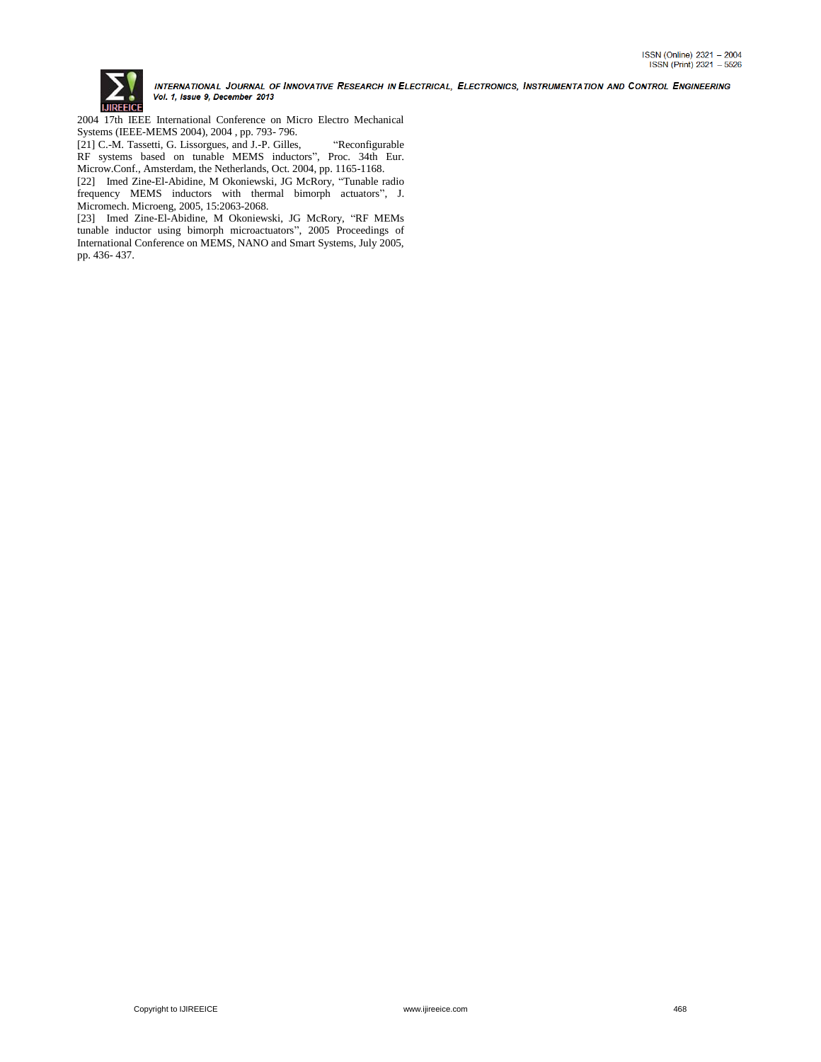2004 17th IEEE International Conference on Micro Electro Mechanical Systems (IEEE-MEMS 2004), 2004 , pp. 793- 796.

[21] C.-M. Tassetti, G. Lissorgues, and J.-P. Gilles, "Reconfigurable RF systems based on tunable MEMS inductors", Proc. 34th Eur. Microw.Conf., Amsterdam, the Netherlands, Oct. 2004, pp. 1165-1168.

[22] Imed Zine-El-Abidine, M Okoniewski, JG McRory, "Tunable radio frequency MEMS inductors with thermal bimorph actuators", J. Micromech. Microeng, 2005, 15:2063-2068.

[23] Imed Zine-El-Abidine, M Okoniewski, JG McRory, "RF MEMs tunable inductor using bimorph microactuators", 2005 Proceedings of International Conference on MEMS, NANO and Smart Systems, July 2005, pp. 436- 437.